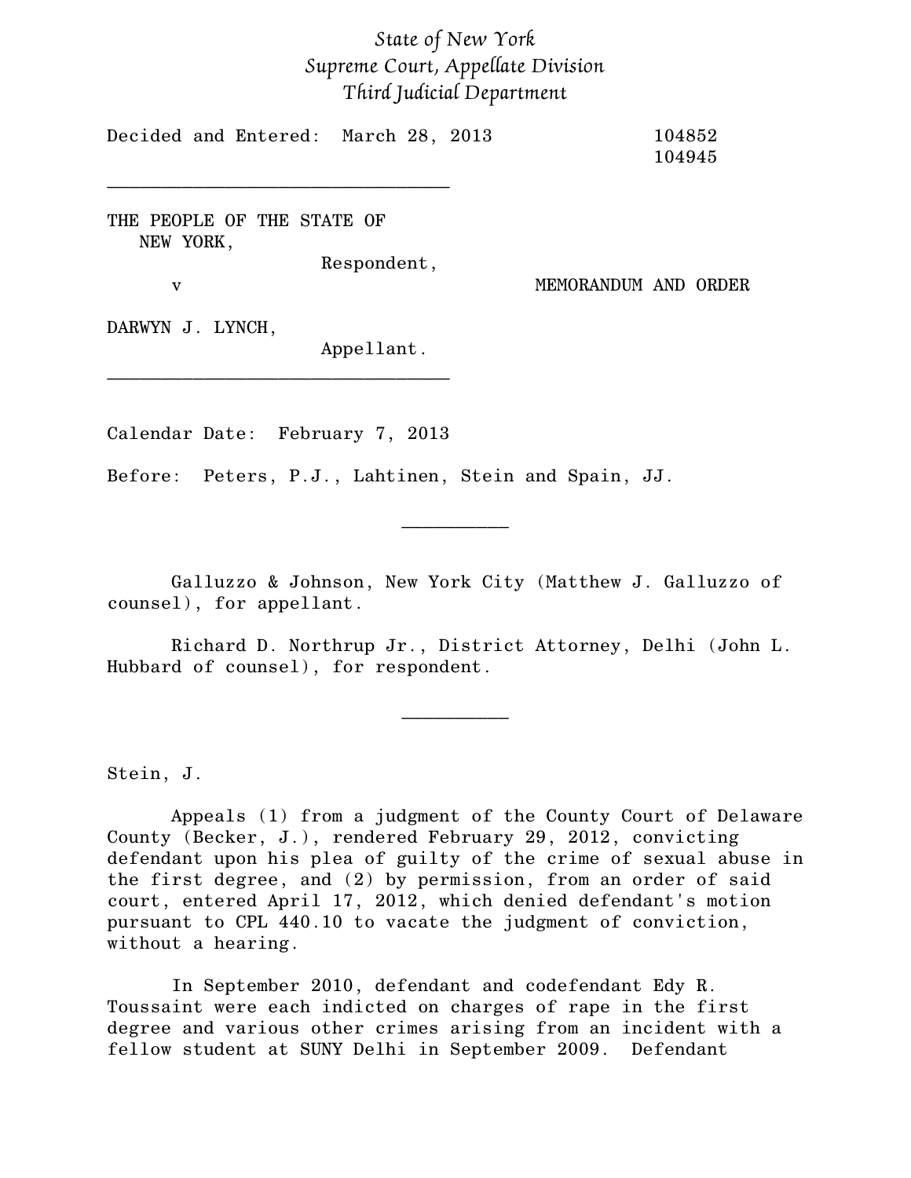*State of New York*
*Supreme Court, Appellate Division*
*Third Judicial Department*

Decided and Entered: March 28, 2013 104852
104945

---

THE PEOPLE OF THE STATE OF NEW YORK,
Respondent,

v

MEMORANDUM AND ORDER

DARWYN J. LYNCH,
Appellant.

---

Calendar Date: February 7, 2013

Before: Peters, P.J., Lahtinen, Stein and Spain, JJ.

---

Galluzzo & Johnson, New York City (Matthew J. Galluzzo of counsel), for appellant.

Richard D. Northrup Jr., District Attorney, Delhi (John L. Hubbard of counsel), for respondent.

---

Stein, J.

Appeals (1) from a judgment of the County Court of Delaware County (Becker, J.), rendered February 29, 2012, convicting defendant upon his plea of guilty of the crime of sexual abuse in the first degree, and (2) by permission, from an order of said court, entered April 17, 2012, which denied defendant's motion pursuant to CPL 440.10 to vacate the judgment of conviction, without a hearing.

In September 2010, defendant and codefendant Edy R. Toussaint were each indicted on charges of rape in the first degree and various other crimes arising from an incident with a fellow student at SUNY Delhi in September 2009. Defendant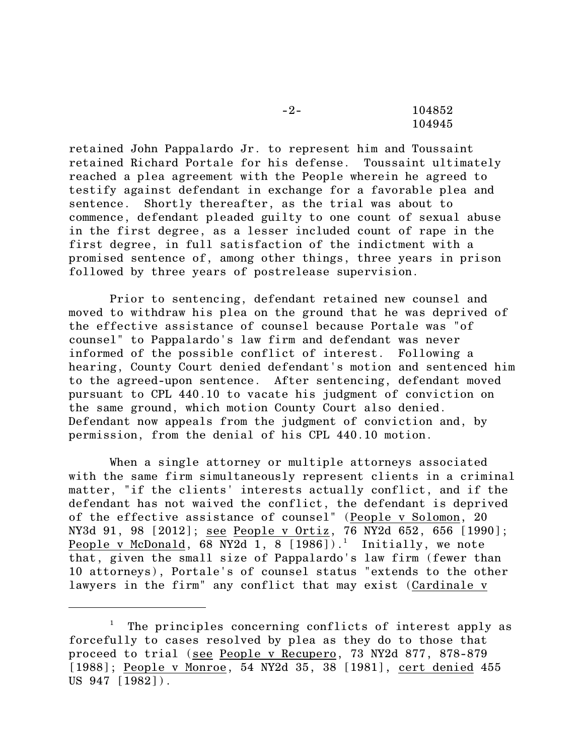retained John Pappalardo Jr. to represent him and Toussaint retained Richard Portale for his defense. Toussaint ultimately reached a plea agreement with the People wherein he agreed to testify against defendant in exchange for a favorable plea and sentence. Shortly thereafter, as the trial was about to commence, defendant pleaded guilty to one count of sexual abuse in the first degree, as a lesser included count of rape in the first degree, in full satisfaction of the indictment with a promised sentence of, among other things, three years in prison followed by three years of postrelease supervision.

Prior to sentencing, defendant retained new counsel and moved to withdraw his plea on the ground that he was deprived of the effective assistance of counsel because Portale was "of counsel" to Pappalardo's law firm and defendant was never informed of the possible conflict of interest. Following a hearing, County Court denied defendant's motion and sentenced him to the agreed-upon sentence. After sentencing, defendant moved pursuant to CPL 440.10 to vacate his judgment of conviction on the same ground, which motion County Court also denied. Defendant now appeals from the judgment of conviction and, by permission, from the denial of his CPL 440.10 motion.

When a single attorney or multiple attorneys associated with the same firm simultaneously represent clients in a criminal matter, "if the clients' interests actually conflict, and if the defendant has not waived the conflict, the defendant is deprived of the effective assistance of counsel" (People v Solomon, 20 NY3d 91, 98 [2012]; see People v Ortiz, 76 NY2d 652, 656 [1990]; People v McDonald, 68 NY2d 1, 8 [1986]).[1] Initially, we note that, given the small size of Pappalardo's law firm (fewer than 10 attorneys), Portale's of counsel status "extends to the other lawyers in the firm" any conflict that may exist (Cardinale v

---

[1] The principles concerning conflicts of interest apply as forcefully to cases resolved by plea as they do to those that proceed to trial (see People v Recupero, 73 NY2d 877, 878-879 [1988]; People v Monroe, 54 NY2d 35, 38 [1981], cert denied 455 US 947 [1982]).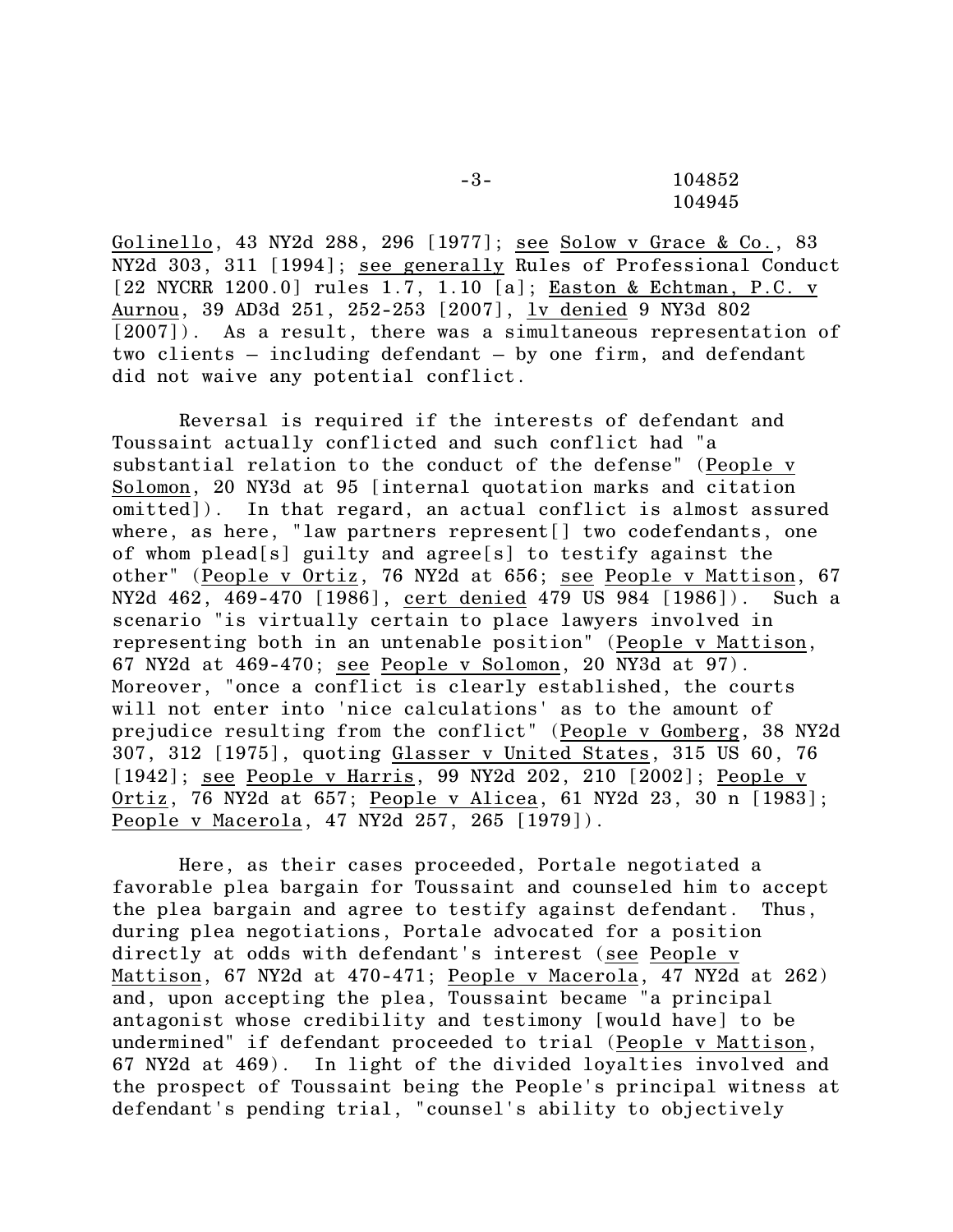Golinello, 43 NY2d 288, 296 [1977]; see Solow v Grace & Co., 83 NY2d 303, 311 [1994]; see generally Rules of Professional Conduct [22 NYCRR 1200.0] rules 1.7, 1.10 [a]; Easton & Echtman, P.C. v Aurnou, 39 AD3d 251, 252-253 [2007], lv denied 9 NY3d 802 [2007]). As a result, there was a simultaneous representation of two clients – including defendant – by one firm, and defendant did not waive any potential conflict.

Reversal is required if the interests of defendant and Toussaint actually conflicted and such conflict had "a substantial relation to the conduct of the defense" (People v Solomon, 20 NY3d at 95 [internal quotation marks and citation omitted]). In that regard, an actual conflict is almost assured where, as here, "law partners represent[] two codefendants, one of whom plead[s] guilty and agree[s] to testify against the other" (People v Ortiz, 76 NY2d at 656; see People v Mattison, 67 NY2d 462, 469-470 [1986], cert denied 479 US 984 [1986]). Such a scenario "is virtually certain to place lawyers involved in representing both in an untenable position" (People v Mattison, 67 NY2d at 469-470; see People v Solomon, 20 NY3d at 97). Moreover, "once a conflict is clearly established, the courts will not enter into 'nice calculations' as to the amount of prejudice resulting from the conflict" (People v Gomberg, 38 NY2d 307, 312 [1975], quoting Glasser v United States, 315 US 60, 76 [1942]; see People v Harris, 99 NY2d 202, 210 [2002]; People v Ortiz, 76 NY2d at 657; People v Alicea, 61 NY2d 23, 30 n [1983]; People v Macerola, 47 NY2d 257, 265 [1979]).

Here, as their cases proceeded, Portale negotiated a favorable plea bargain for Toussaint and counseled him to accept the plea bargain and agree to testify against defendant. Thus, during plea negotiations, Portale advocated for a position directly at odds with defendant's interest (see People v Mattison, 67 NY2d at 470-471; People v Macerola, 47 NY2d at 262) and, upon accepting the plea, Toussaint became "a principal antagonist whose credibility and testimony [would have] to be undermined" if defendant proceeded to trial (People v Mattison, 67 NY2d at 469). In light of the divided loyalties involved and the prospect of Toussaint being the People's principal witness at defendant's pending trial, "counsel's ability to objectively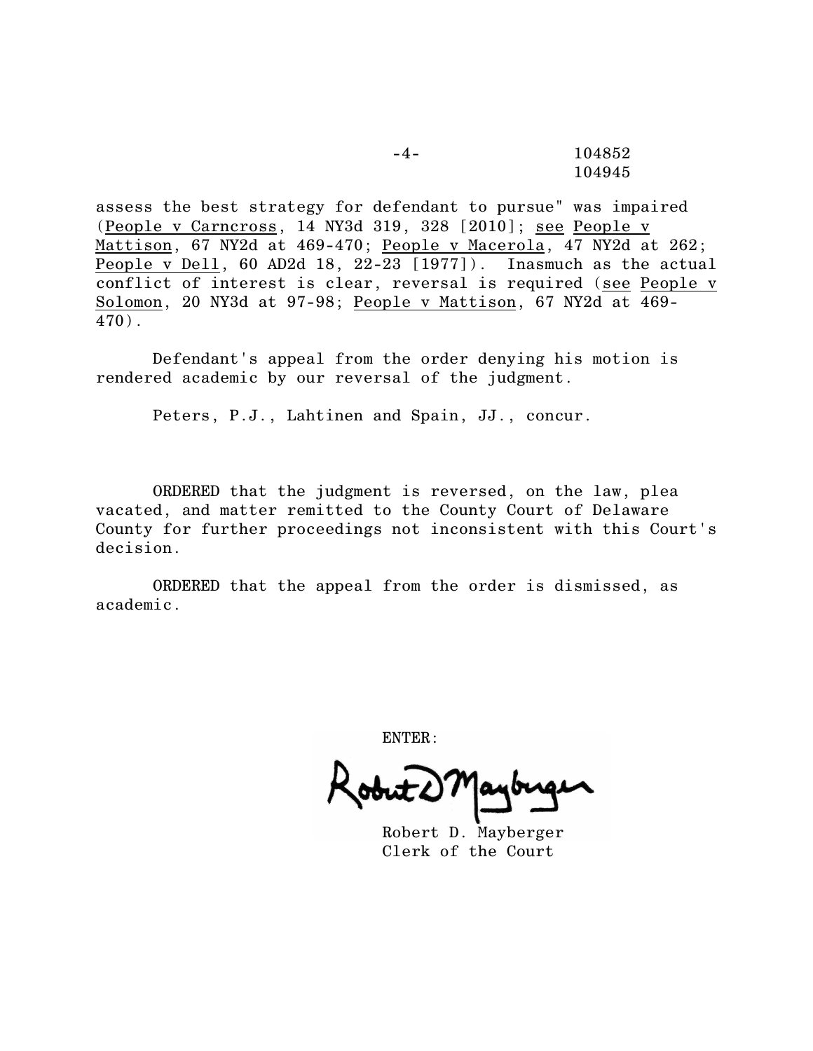assess the best strategy for defendant to pursue" was impaired (People v Carncross, 14 NY3d 319, 328 [2010]; see People v Mattison, 67 NY2d at 469-470; People v Macerola, 47 NY2d at 262; People v Dell, 60 AD2d 18, 22-23 [1977]). Inasmuch as the actual conflict of interest is clear, reversal is required (see People v Solomon, 20 NY3d at 97-98; People v Mattison, 67 NY2d at 469-470).

Defendant's appeal from the order denying his motion is rendered academic by our reversal of the judgment.

Peters, P.J., Lahtinen and Spain, JJ., concur.

ORDERED that the judgment is reversed, on the law, plea vacated, and matter remitted to the County Court of Delaware County for further proceedings not inconsistent with this Court's decision.

ORDERED that the appeal from the order is dismissed, as academic.

ENTER:

Robert D. Mayberger
Clerk of the Court